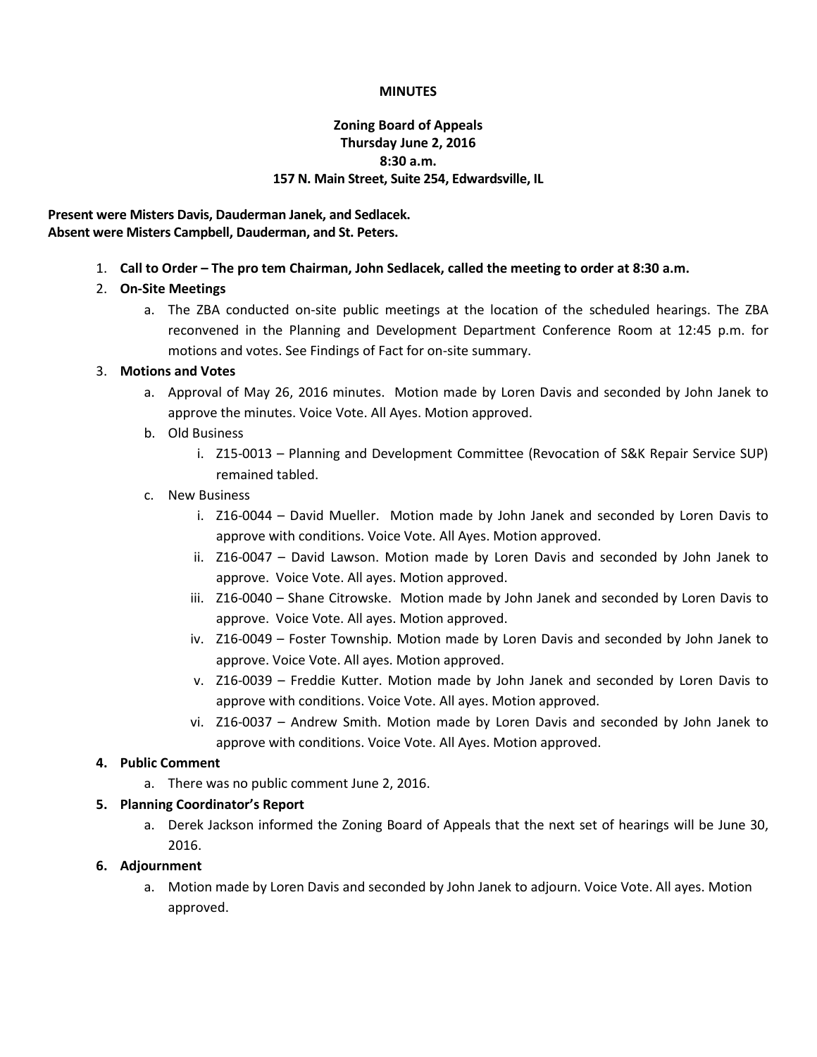**MINUTES**

**Zoning Board of Appeals**
**Thursday June 2, 2016**
**8:30 a.m.**
**157 N. Main Street, Suite 254, Edwardsville, IL**

**Present were Misters Davis, Dauderman Janek, and Sedlacek.**
**Absent were Misters Campbell, Dauderman, and St. Peters.**

1. **Call to Order – The pro tem Chairman, John Sedlacek, called the meeting to order at 8:30 a.m.**
2. **On-Site Meetings**
   a. The ZBA conducted on-site public meetings at the location of the scheduled hearings. The ZBA reconvened in the Planning and Development Department Conference Room at 12:45 p.m. for motions and votes. See Findings of Fact for on-site summary.
3. **Motions and Votes**
   a. Approval of May 26, 2016 minutes. Motion made by Loren Davis and seconded by John Janek to approve the minutes. Voice Vote. All Ayes. Motion approved.
   b. Old Business
      i. Z15-0013 – Planning and Development Committee (Revocation of S&K Repair Service SUP) remained tabled.
   c. New Business
      i. Z16-0044 – David Mueller. Motion made by John Janek and seconded by Loren Davis to approve with conditions. Voice Vote. All Ayes. Motion approved.
      ii. Z16-0047 – David Lawson. Motion made by Loren Davis and seconded by John Janek to approve. Voice Vote. All ayes. Motion approved.
      iii. Z16-0040 – Shane Citrowske. Motion made by John Janek and seconded by Loren Davis to approve. Voice Vote. All ayes. Motion approved.
      iv. Z16-0049 – Foster Township. Motion made by Loren Davis and seconded by John Janek to approve. Voice Vote. All ayes. Motion approved.
      v. Z16-0039 – Freddie Kutter. Motion made by John Janek and seconded by Loren Davis to approve with conditions. Voice Vote. All ayes. Motion approved.
      vi. Z16-0037 – Andrew Smith. Motion made by Loren Davis and seconded by John Janek to approve with conditions. Voice Vote. All Ayes. Motion approved.
4. **Public Comment**
   a. There was no public comment June 2, 2016.
5. **Planning Coordinator's Report**
   a. Derek Jackson informed the Zoning Board of Appeals that the next set of hearings will be June 30, 2016.
6. **Adjournment**
   a. Motion made by Loren Davis and seconded by John Janek to adjourn. Voice Vote. All ayes. Motion approved.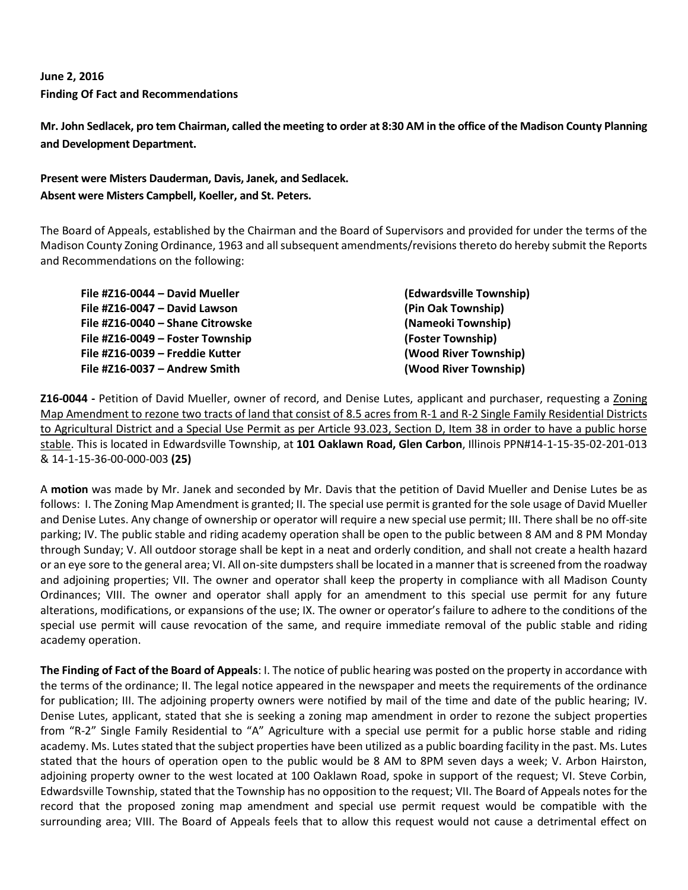**June 2, 2016**
**Finding Of Fact and Recommendations**

**Mr. John Sedlacek, pro tem Chairman, called the meeting to order at 8:30 AM in the office of the Madison County Planning and Development Department.**

**Present were Misters Dauderman, Davis, Janek, and Sedlacek.**
**Absent were Misters Campbell, Koeller, and St. Peters.**

The Board of Appeals, established by the Chairman and the Board of Supervisors and provided for under the terms of the Madison County Zoning Ordinance, 1963 and all subsequent amendments/revisions thereto do hereby submit the Reports and Recommendations on the following:

**File #Z16-0044 – David Mueller** **(Edwardsville Township)**
**File #Z16-0047 – David Lawson** **(Pin Oak Township)**
**File #Z16-0040 – Shane Citrowske** **(Nameoki Township)**
**File #Z16-0049 – Foster Township** **(Foster Township)**
**File #Z16-0039 – Freddie Kutter** **(Wood River Township)**
**File #Z16-0037 – Andrew Smith** **(Wood River Township)**

**Z16-0044 -** Petition of David Mueller, owner of record, and Denise Lutes, applicant and purchaser, requesting a Zoning Map Amendment to rezone two tracts of land that consist of 8.5 acres from R-1 and R-2 Single Family Residential Districts to Agricultural District and a Special Use Permit as per Article 93.023, Section D, Item 38 in order to have a public horse stable. This is located in Edwardsville Township, at **101 Oaklawn Road, Glen Carbon**, Illinois PPN#14-1-15-35-02-201-013 & 14-1-15-36-00-000-003 **(25)**

A **motion** was made by Mr. Janek and seconded by Mr. Davis that the petition of David Mueller and Denise Lutes be as follows: I. The Zoning Map Amendment is granted; II. The special use permit is granted for the sole usage of David Mueller and Denise Lutes. Any change of ownership or operator will require a new special use permit; III. There shall be no off-site parking; IV. The public stable and riding academy operation shall be open to the public between 8 AM and 8 PM Monday through Sunday; V. All outdoor storage shall be kept in a neat and orderly condition, and shall not create a health hazard or an eye sore to the general area; VI. All on-site dumpsters shall be located in a manner that is screened from the roadway and adjoining properties; VII. The owner and operator shall keep the property in compliance with all Madison County Ordinances; VIII. The owner and operator shall apply for an amendment to this special use permit for any future alterations, modifications, or expansions of the use; IX. The owner or operator's failure to adhere to the conditions of the special use permit will cause revocation of the same, and require immediate removal of the public stable and riding academy operation.

**The Finding of Fact of the Board of Appeals**: I. The notice of public hearing was posted on the property in accordance with the terms of the ordinance; II. The legal notice appeared in the newspaper and meets the requirements of the ordinance for publication; III. The adjoining property owners were notified by mail of the time and date of the public hearing; IV. Denise Lutes, applicant, stated that she is seeking a zoning map amendment in order to rezone the subject properties from "R-2" Single Family Residential to "A" Agriculture with a special use permit for a public horse stable and riding academy. Ms. Lutes stated that the subject properties have been utilized as a public boarding facility in the past. Ms. Lutes stated that the hours of operation open to the public would be 8 AM to 8PM seven days a week; V. Arbon Hairston, adjoining property owner to the west located at 100 Oaklawn Road, spoke in support of the request; VI. Steve Corbin, Edwardsville Township, stated that the Township has no opposition to the request; VII. The Board of Appeals notes for the record that the proposed zoning map amendment and special use permit request would be compatible with the surrounding area; VIII. The Board of Appeals feels that to allow this request would not cause a detrimental effect on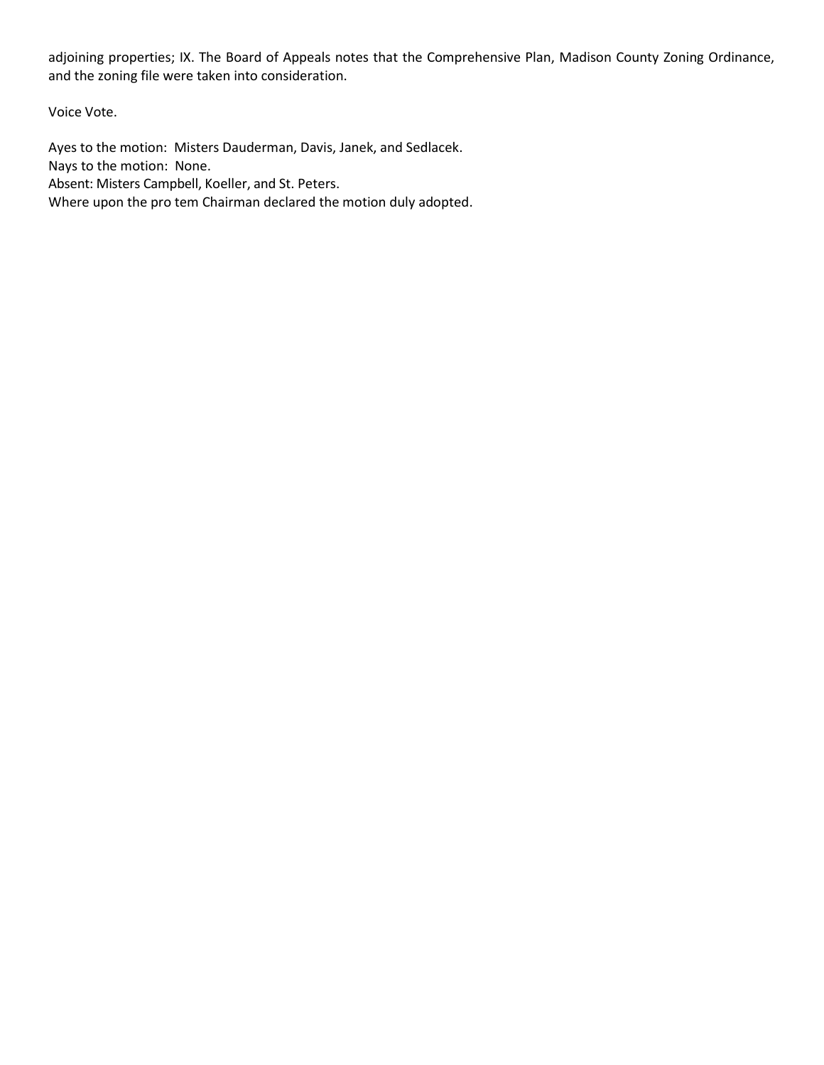adjoining properties; IX. The Board of Appeals notes that the Comprehensive Plan, Madison County Zoning Ordinance, and the zoning file were taken into consideration.

Voice Vote.

Ayes to the motion: Misters Dauderman, Davis, Janek, and Sedlacek.
Nays to the motion: None.
Absent: Misters Campbell, Koeller, and St. Peters.
Where upon the pro tem Chairman declared the motion duly adopted.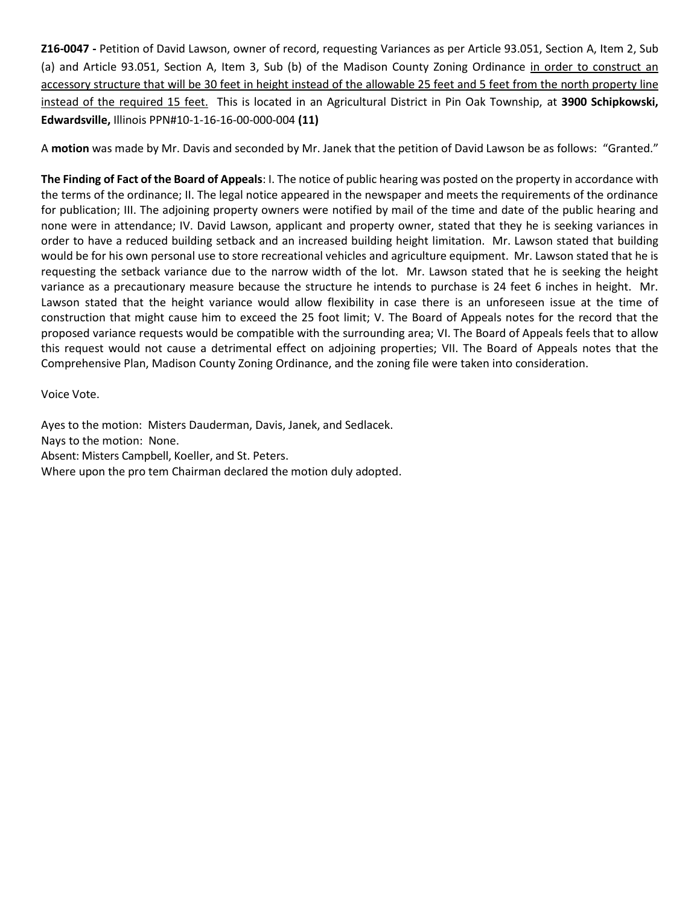**Z16-0047 -** Petition of David Lawson, owner of record, requesting Variances as per Article 93.051, Section A, Item 2, Sub (a) and Article 93.051, Section A, Item 3, Sub (b) of the Madison County Zoning Ordinance <u>in order to construct an accessory structure that will be 30 feet in height instead of the allowable 25 feet and 5 feet from the north property line instead of the required 15 feet.</u> This is located in an Agricultural District in Pin Oak Township, at **3900 Schipkowski, Edwardsville,** Illinois PPN#10-1-16-16-00-000-004 **(11)**

A **motion** was made by Mr. Davis and seconded by Mr. Janek that the petition of David Lawson be as follows: "Granted."

**The Finding of Fact of the Board of Appeals**: I. The notice of public hearing was posted on the property in accordance with the terms of the ordinance; II. The legal notice appeared in the newspaper and meets the requirements of the ordinance for publication; III. The adjoining property owners were notified by mail of the time and date of the public hearing and none were in attendance; IV. David Lawson, applicant and property owner, stated that they he is seeking variances in order to have a reduced building setback and an increased building height limitation. Mr. Lawson stated that building would be for his own personal use to store recreational vehicles and agriculture equipment. Mr. Lawson stated that he is requesting the setback variance due to the narrow width of the lot. Mr. Lawson stated that he is seeking the height variance as a precautionary measure because the structure he intends to purchase is 24 feet 6 inches in height. Mr. Lawson stated that the height variance would allow flexibility in case there is an unforeseen issue at the time of construction that might cause him to exceed the 25 foot limit; V. The Board of Appeals notes for the record that the proposed variance requests would be compatible with the surrounding area; VI. The Board of Appeals feels that to allow this request would not cause a detrimental effect on adjoining properties; VII. The Board of Appeals notes that the Comprehensive Plan, Madison County Zoning Ordinance, and the zoning file were taken into consideration.

Voice Vote.

Ayes to the motion: Misters Dauderman, Davis, Janek, and Sedlacek.
Nays to the motion: None.
Absent: Misters Campbell, Koeller, and St. Peters.
Where upon the pro tem Chairman declared the motion duly adopted.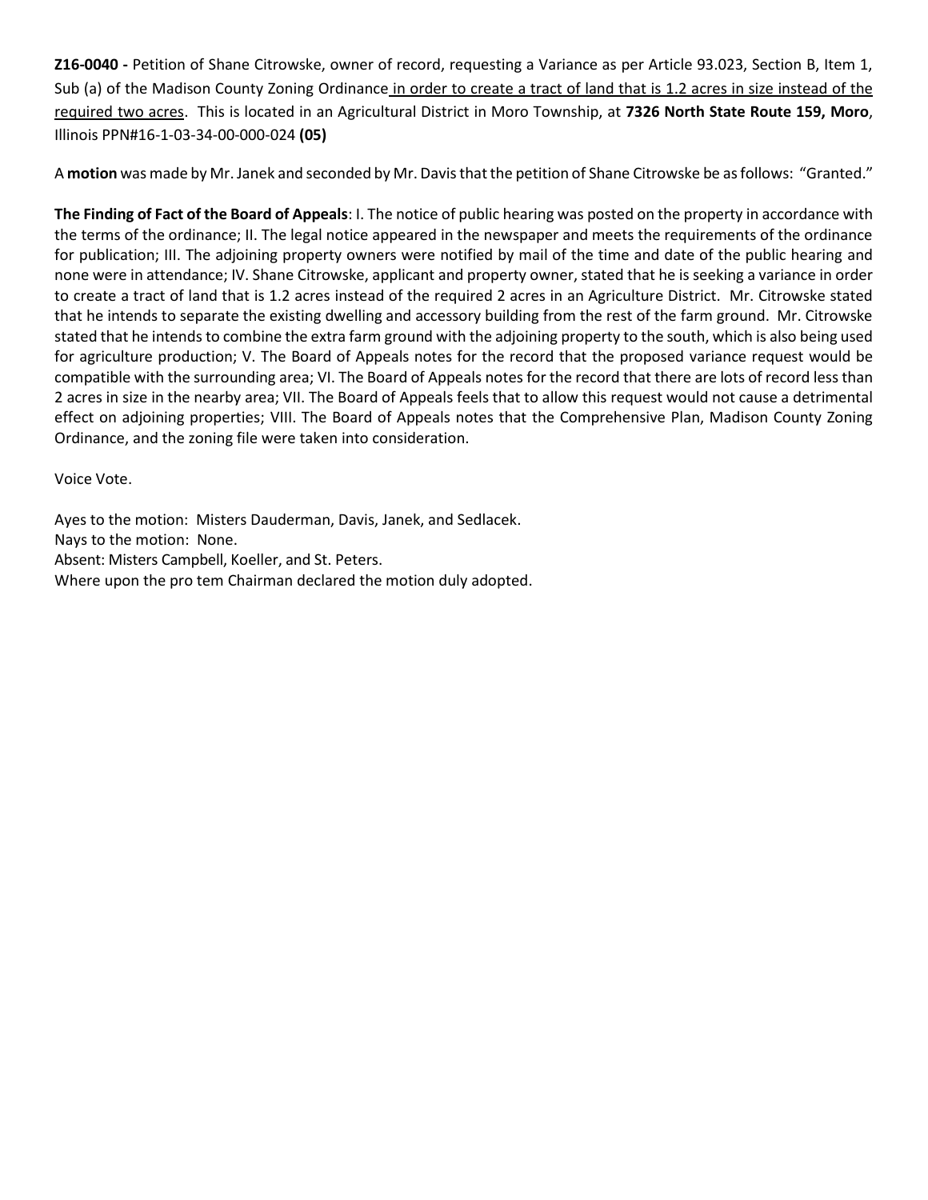**Z16-0040 -** Petition of Shane Citrowske, owner of record, requesting a Variance as per Article 93.023, Section B, Item 1, Sub (a) of the Madison County Zoning Ordinance <u>in order to create a tract of land that is 1.2 acres in size instead of the required two acres</u>. This is located in an Agricultural District in Moro Township, at **7326 North State Route 159, Moro**, Illinois PPN#16-1-03-34-00-000-024 **(05)**

A **motion** was made by Mr. Janek and seconded by Mr. Davis that the petition of Shane Citrowske be as follows: "Granted."

**The Finding of Fact of the Board of Appeals**: I. The notice of public hearing was posted on the property in accordance with the terms of the ordinance; II. The legal notice appeared in the newspaper and meets the requirements of the ordinance for publication; III. The adjoining property owners were notified by mail of the time and date of the public hearing and none were in attendance; IV. Shane Citrowske, applicant and property owner, stated that he is seeking a variance in order to create a tract of land that is 1.2 acres instead of the required 2 acres in an Agriculture District. Mr. Citrowske stated that he intends to separate the existing dwelling and accessory building from the rest of the farm ground. Mr. Citrowske stated that he intends to combine the extra farm ground with the adjoining property to the south, which is also being used for agriculture production; V. The Board of Appeals notes for the record that the proposed variance request would be compatible with the surrounding area; VI. The Board of Appeals notes for the record that there are lots of record less than 2 acres in size in the nearby area; VII. The Board of Appeals feels that to allow this request would not cause a detrimental effect on adjoining properties; VIII. The Board of Appeals notes that the Comprehensive Plan, Madison County Zoning Ordinance, and the zoning file were taken into consideration.

Voice Vote.

Ayes to the motion: Misters Dauderman, Davis, Janek, and Sedlacek.
Nays to the motion: None.
Absent: Misters Campbell, Koeller, and St. Peters.
Where upon the pro tem Chairman declared the motion duly adopted.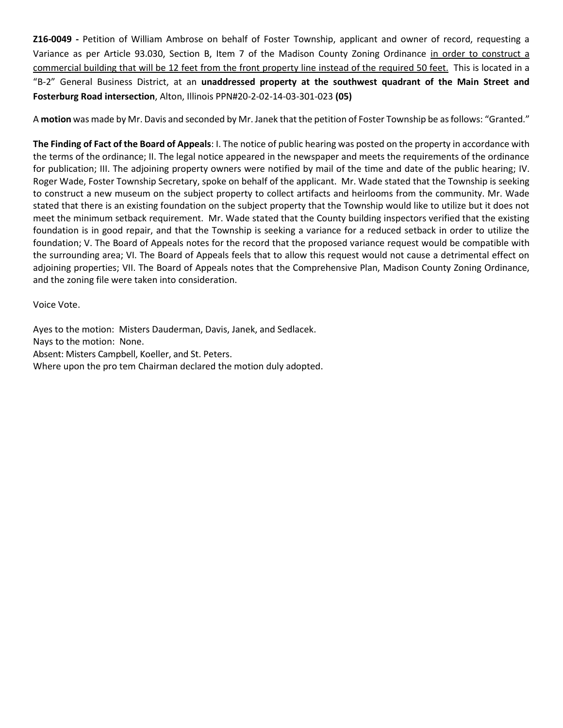**Z16-0049 -** Petition of William Ambrose on behalf of Foster Township, applicant and owner of record, requesting a Variance as per Article 93.030, Section B, Item 7 of the Madison County Zoning Ordinance <u>in order to construct a commercial building that will be 12 feet from the front property line instead of the required 50 feet.</u> This is located in a "B-2" General Business District, at an **unaddressed property at the southwest quadrant of the Main Street and Fosterburg Road intersection**, Alton, Illinois PPN#20-2-02-14-03-301-023 **(05)**

A **motion** was made by Mr. Davis and seconded by Mr. Janek that the petition of Foster Township be as follows: "Granted."

**The Finding of Fact of the Board of Appeals**: I. The notice of public hearing was posted on the property in accordance with the terms of the ordinance; II. The legal notice appeared in the newspaper and meets the requirements of the ordinance for publication; III. The adjoining property owners were notified by mail of the time and date of the public hearing; IV. Roger Wade, Foster Township Secretary, spoke on behalf of the applicant. Mr. Wade stated that the Township is seeking to construct a new museum on the subject property to collect artifacts and heirlooms from the community. Mr. Wade stated that there is an existing foundation on the subject property that the Township would like to utilize but it does not meet the minimum setback requirement. Mr. Wade stated that the County building inspectors verified that the existing foundation is in good repair, and that the Township is seeking a variance for a reduced setback in order to utilize the foundation; V. The Board of Appeals notes for the record that the proposed variance request would be compatible with the surrounding area; VI. The Board of Appeals feels that to allow this request would not cause a detrimental effect on adjoining properties; VII. The Board of Appeals notes that the Comprehensive Plan, Madison County Zoning Ordinance, and the zoning file were taken into consideration.

Voice Vote.

Ayes to the motion: Misters Dauderman, Davis, Janek, and Sedlacek.
Nays to the motion: None.
Absent: Misters Campbell, Koeller, and St. Peters.
Where upon the pro tem Chairman declared the motion duly adopted.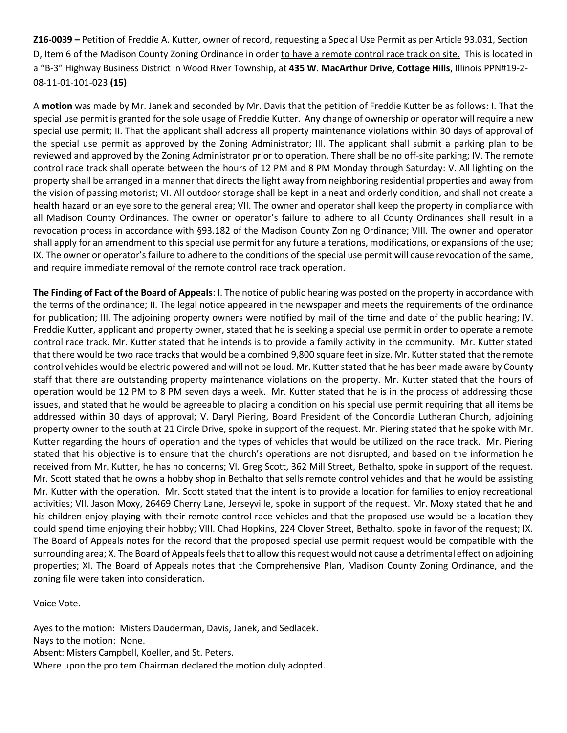**Z16-0039 –** Petition of Freddie A. Kutter, owner of record, requesting a Special Use Permit as per Article 93.031, Section D, Item 6 of the Madison County Zoning Ordinance in order <u>to have a remote control race track on site.</u> This is located in a "B-3" Highway Business District in Wood River Township, at **435 W. MacArthur Drive, Cottage Hills**, Illinois PPN#19-2-08-11-01-101-023 **(15)**

A **motion** was made by Mr. Janek and seconded by Mr. Davis that the petition of Freddie Kutter be as follows: I. That the special use permit is granted for the sole usage of Freddie Kutter. Any change of ownership or operator will require a new special use permit; II. That the applicant shall address all property maintenance violations within 30 days of approval of the special use permit as approved by the Zoning Administrator; III. The applicant shall submit a parking plan to be reviewed and approved by the Zoning Administrator prior to operation. There shall be no off-site parking; IV. The remote control race track shall operate between the hours of 12 PM and 8 PM Monday through Saturday: V. All lighting on the property shall be arranged in a manner that directs the light away from neighboring residential properties and away from the vision of passing motorist; VI. All outdoor storage shall be kept in a neat and orderly condition, and shall not create a health hazard or an eye sore to the general area; VII. The owner and operator shall keep the property in compliance with all Madison County Ordinances. The owner or operator's failure to adhere to all County Ordinances shall result in a revocation process in accordance with §93.182 of the Madison County Zoning Ordinance; VIII. The owner and operator shall apply for an amendment to this special use permit for any future alterations, modifications, or expansions of the use; IX. The owner or operator's failure to adhere to the conditions of the special use permit will cause revocation of the same, and require immediate removal of the remote control race track operation.

**The Finding of Fact of the Board of Appeals**: I. The notice of public hearing was posted on the property in accordance with the terms of the ordinance; II. The legal notice appeared in the newspaper and meets the requirements of the ordinance for publication; III. The adjoining property owners were notified by mail of the time and date of the public hearing; IV. Freddie Kutter, applicant and property owner, stated that he is seeking a special use permit in order to operate a remote control race track. Mr. Kutter stated that he intends is to provide a family activity in the community. Mr. Kutter stated that there would be two race tracks that would be a combined 9,800 square feet in size. Mr. Kutter stated that the remote control vehicles would be electric powered and will not be loud. Mr. Kutter stated that he has been made aware by County staff that there are outstanding property maintenance violations on the property. Mr. Kutter stated that the hours of operation would be 12 PM to 8 PM seven days a week. Mr. Kutter stated that he is in the process of addressing those issues, and stated that he would be agreeable to placing a condition on his special use permit requiring that all items be addressed within 30 days of approval; V. Daryl Piering, Board President of the Concordia Lutheran Church, adjoining property owner to the south at 21 Circle Drive, spoke in support of the request. Mr. Piering stated that he spoke with Mr. Kutter regarding the hours of operation and the types of vehicles that would be utilized on the race track. Mr. Piering stated that his objective is to ensure that the church's operations are not disrupted, and based on the information he received from Mr. Kutter, he has no concerns; VI. Greg Scott, 362 Mill Street, Bethalto, spoke in support of the request. Mr. Scott stated that he owns a hobby shop in Bethalto that sells remote control vehicles and that he would be assisting Mr. Kutter with the operation. Mr. Scott stated that the intent is to provide a location for families to enjoy recreational activities; VII. Jason Moxy, 26469 Cherry Lane, Jerseyville, spoke in support of the request. Mr. Moxy stated that he and his children enjoy playing with their remote control race vehicles and that the proposed use would be a location they could spend time enjoying their hobby; VIII. Chad Hopkins, 224 Clover Street, Bethalto, spoke in favor of the request; IX. The Board of Appeals notes for the record that the proposed special use permit request would be compatible with the surrounding area; X. The Board of Appeals feels that to allow this request would not cause a detrimental effect on adjoining properties; XI. The Board of Appeals notes that the Comprehensive Plan, Madison County Zoning Ordinance, and the zoning file were taken into consideration.

Voice Vote.

Ayes to the motion: Misters Dauderman, Davis, Janek, and Sedlacek.
Nays to the motion: None.
Absent: Misters Campbell, Koeller, and St. Peters.
Where upon the pro tem Chairman declared the motion duly adopted.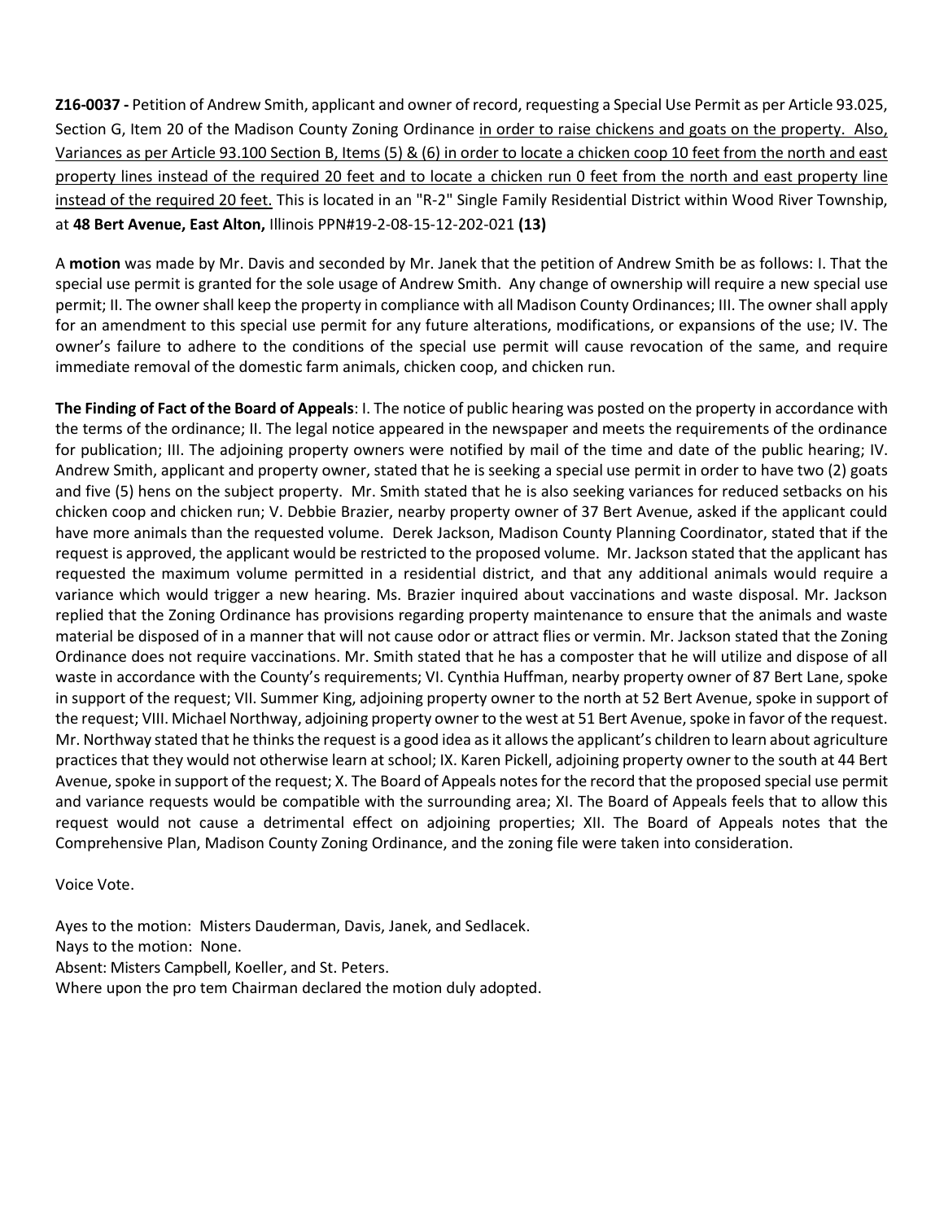**Z16-0037 -** Petition of Andrew Smith, applicant and owner of record, requesting a Special Use Permit as per Article 93.025, Section G, Item 20 of the Madison County Zoning Ordinance in order to raise chickens and goats on the property. Also, Variances as per Article 93.100 Section B, Items (5) & (6) in order to locate a chicken coop 10 feet from the north and east property lines instead of the required 20 feet and to locate a chicken run 0 feet from the north and east property line instead of the required 20 feet. This is located in an "R-2" Single Family Residential District within Wood River Township, at **48 Bert Avenue, East Alton,** Illinois PPN#19-2-08-15-12-202-021 **(13)**

A **motion** was made by Mr. Davis and seconded by Mr. Janek that the petition of Andrew Smith be as follows: I. That the special use permit is granted for the sole usage of Andrew Smith. Any change of ownership will require a new special use permit; II. The owner shall keep the property in compliance with all Madison County Ordinances; III. The owner shall apply for an amendment to this special use permit for any future alterations, modifications, or expansions of the use; IV. The owner's failure to adhere to the conditions of the special use permit will cause revocation of the same, and require immediate removal of the domestic farm animals, chicken coop, and chicken run.

**The Finding of Fact of the Board of Appeals**: I. The notice of public hearing was posted on the property in accordance with the terms of the ordinance; II. The legal notice appeared in the newspaper and meets the requirements of the ordinance for publication; III. The adjoining property owners were notified by mail of the time and date of the public hearing; IV. Andrew Smith, applicant and property owner, stated that he is seeking a special use permit in order to have two (2) goats and five (5) hens on the subject property. Mr. Smith stated that he is also seeking variances for reduced setbacks on his chicken coop and chicken run; V. Debbie Brazier, nearby property owner of 37 Bert Avenue, asked if the applicant could have more animals than the requested volume. Derek Jackson, Madison County Planning Coordinator, stated that if the request is approved, the applicant would be restricted to the proposed volume. Mr. Jackson stated that the applicant has requested the maximum volume permitted in a residential district, and that any additional animals would require a variance which would trigger a new hearing. Ms. Brazier inquired about vaccinations and waste disposal. Mr. Jackson replied that the Zoning Ordinance has provisions regarding property maintenance to ensure that the animals and waste material be disposed of in a manner that will not cause odor or attract flies or vermin. Mr. Jackson stated that the Zoning Ordinance does not require vaccinations. Mr. Smith stated that he has a composter that he will utilize and dispose of all waste in accordance with the County's requirements; VI. Cynthia Huffman, nearby property owner of 87 Bert Lane, spoke in support of the request; VII. Summer King, adjoining property owner to the north at 52 Bert Avenue, spoke in support of the request; VIII. Michael Northway, adjoining property owner to the west at 51 Bert Avenue, spoke in favor of the request. Mr. Northway stated that he thinks the request is a good idea as it allows the applicant's children to learn about agriculture practices that they would not otherwise learn at school; IX. Karen Pickell, adjoining property owner to the south at 44 Bert Avenue, spoke in support of the request; X. The Board of Appeals notes for the record that the proposed special use permit and variance requests would be compatible with the surrounding area; XI. The Board of Appeals feels that to allow this request would not cause a detrimental effect on adjoining properties; XII. The Board of Appeals notes that the Comprehensive Plan, Madison County Zoning Ordinance, and the zoning file were taken into consideration.

Voice Vote.

Ayes to the motion: Misters Dauderman, Davis, Janek, and Sedlacek.
Nays to the motion: None.
Absent: Misters Campbell, Koeller, and St. Peters.
Where upon the pro tem Chairman declared the motion duly adopted.